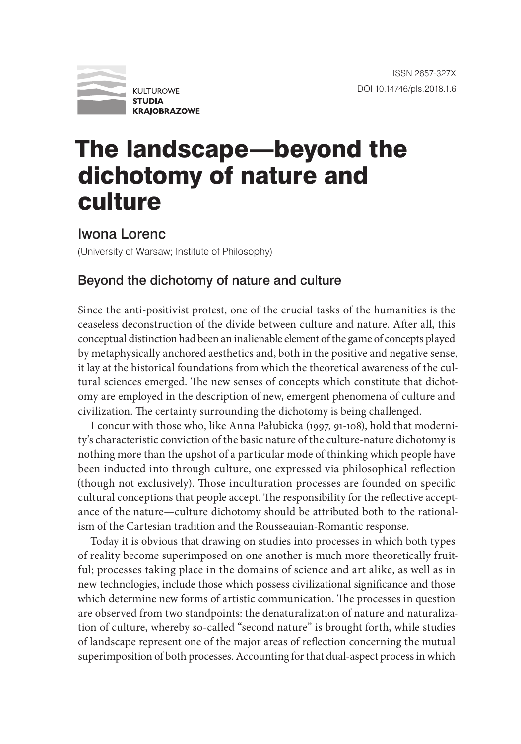KULTUROWE **STUDIA KRAJOBRAZOWE**

ISSN 2657-327X
DOI 10.14746/pls.2018.1.6

# The landscape—beyond the dichotomy of nature and culture

## Iwona Lorenc

(University of Warsaw; Institute of Philosophy)

### Beyond the dichotomy of nature and culture

Since the anti-positivist protest, one of the crucial tasks of the humanities is the ceaseless deconstruction of the divide between culture and nature. After all, this conceptual distinction had been an inalienable element of the game of concepts played by metaphysically anchored aesthetics and, both in the positive and negative sense, it lay at the historical foundations from which the theoretical awareness of the cultural sciences emerged. The new senses of concepts which constitute that dichotomy are employed in the description of new, emergent phenomena of culture and civilization. The certainty surrounding the dichotomy is being challenged.

I concur with those who, like Anna Pałubicka (1997, 91-108), hold that modernity's characteristic conviction of the basic nature of the culture-nature dichotomy is nothing more than the upshot of a particular mode of thinking which people have been inducted into through culture, one expressed via philosophical reflection (though not exclusively). Those inculturation processes are founded on specific cultural conceptions that people accept. The responsibility for the reflective acceptance of the nature—culture dichotomy should be attributed both to the rationalism of the Cartesian tradition and the Rousseauian-Romantic response.

Today it is obvious that drawing on studies into processes in which both types of reality become superimposed on one another is much more theoretically fruitful; processes taking place in the domains of science and art alike, as well as in new technologies, include those which possess civilizational significance and those which determine new forms of artistic communication. The processes in question are observed from two standpoints: the denaturalization of nature and naturalization of culture, whereby so-called "second nature" is brought forth, while studies of landscape represent one of the major areas of reflection concerning the mutual superimposition of both processes. Accounting for that dual-aspect process in which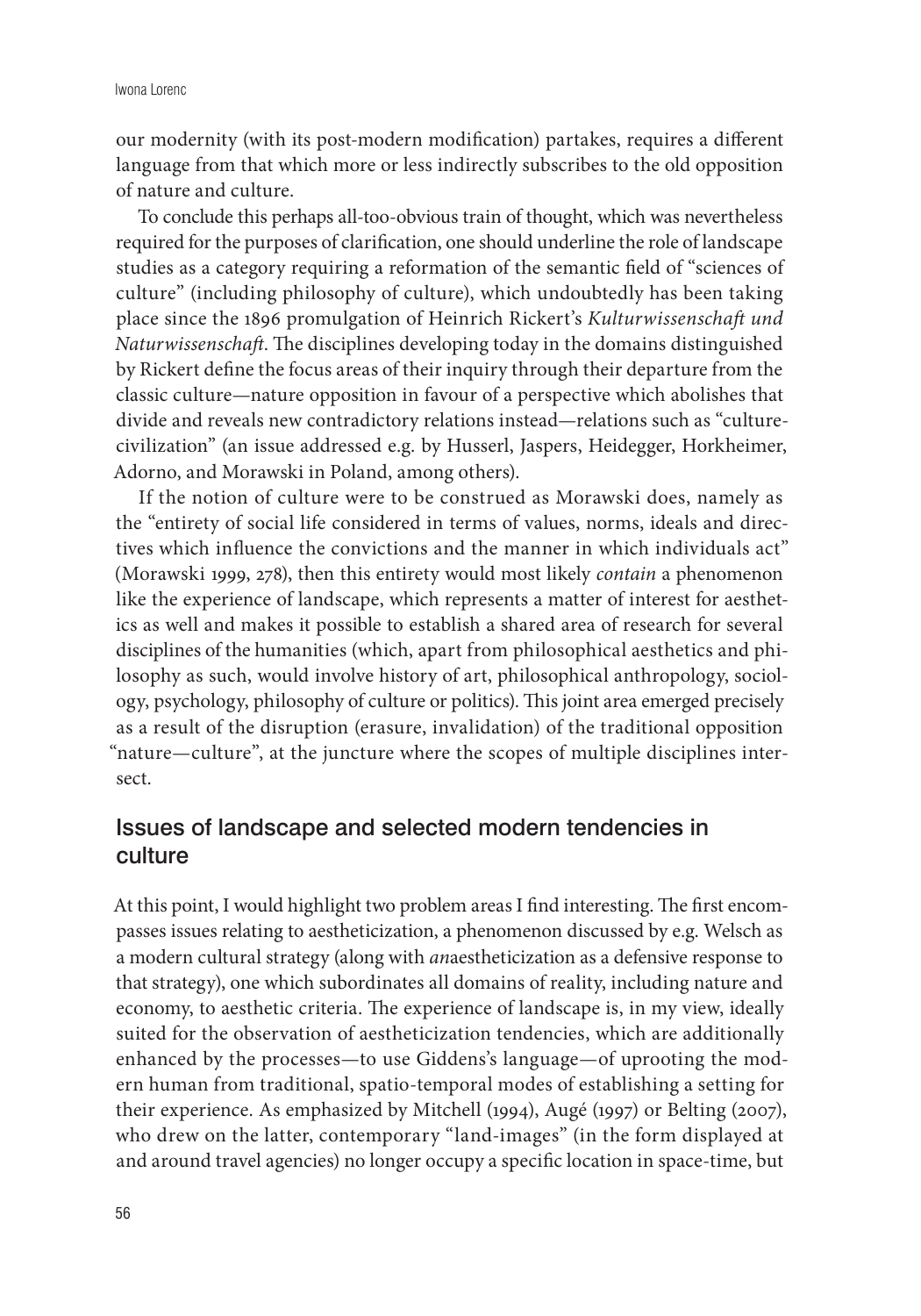our modernity (with its post-modern modification) partakes, requires a different language from that which more or less indirectly subscribes to the old opposition of nature and culture.

To conclude this perhaps all-too-obvious train of thought, which was nevertheless required for the purposes of clarification, one should underline the role of landscape studies as a category requiring a reformation of the semantic field of "sciences of culture" (including philosophy of culture), which undoubtedly has been taking place since the 1896 promulgation of Heinrich Rickert's *Kulturwissenschaft und Naturwissenschaft*. The disciplines developing today in the domains distinguished by Rickert define the focus areas of their inquiry through their departure from the classic culture—nature opposition in favour of a perspective which abolishes that divide and reveals new contradictory relations instead—relations such as "culture-civilization" (an issue addressed e.g. by Husserl, Jaspers, Heidegger, Horkheimer, Adorno, and Morawski in Poland, among others).

If the notion of culture were to be construed as Morawski does, namely as the "entirety of social life considered in terms of values, norms, ideals and directives which influence the convictions and the manner in which individuals act" (Morawski 1999, 278), then this entirety would most likely *contain* a phenomenon like the experience of landscape, which represents a matter of interest for aesthetics as well and makes it possible to establish a shared area of research for several disciplines of the humanities (which, apart from philosophical aesthetics and philosophy as such, would involve history of art, philosophical anthropology, sociology, psychology, philosophy of culture or politics). This joint area emerged precisely as a result of the disruption (erasure, invalidation) of the traditional opposition "nature—culture", at the juncture where the scopes of multiple disciplines intersect.

## Issues of landscape and selected modern tendencies in culture

At this point, I would highlight two problem areas I find interesting. The first encompasses issues relating to aestheticization, a phenomenon discussed by e.g. Welsch as a modern cultural strategy (along with *an*aestheticization as a defensive response to that strategy), one which subordinates all domains of reality, including nature and economy, to aesthetic criteria. The experience of landscape is, in my view, ideally suited for the observation of aestheticization tendencies, which are additionally enhanced by the processes—to use Giddens's language—of uprooting the modern human from traditional, spatio-temporal modes of establishing a setting for their experience. As emphasized by Mitchell (1994), Augé (1997) or Belting (2007), who drew on the latter, contemporary "land-images" (in the form displayed at and around travel agencies) no longer occupy a specific location in space-time, but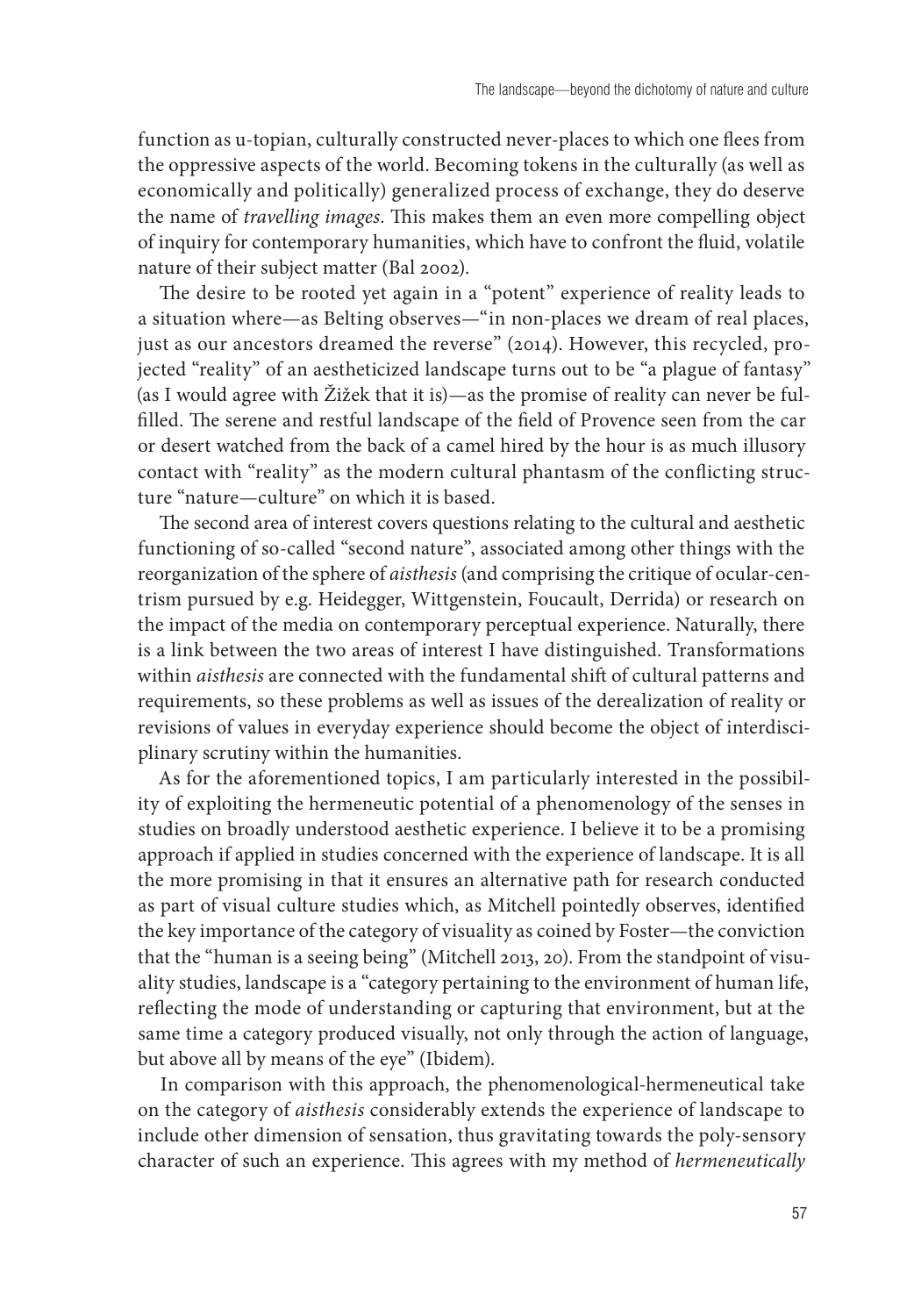function as u-topian, culturally constructed never-places to which one flees from the oppressive aspects of the world. Becoming tokens in the culturally (as well as economically and politically) generalized process of exchange, they do deserve the name of *travelling images*. This makes them an even more compelling object of inquiry for contemporary humanities, which have to confront the fluid, volatile nature of their subject matter (Bal 2002).

The desire to be rooted yet again in a "potent" experience of reality leads to a situation where—as Belting observes—"in non-places we dream of real places, just as our ancestors dreamed the reverse" (2014). However, this recycled, projected "reality" of an aestheticized landscape turns out to be "a plague of fantasy" (as I would agree with Žižek that it is)—as the promise of reality can never be fulfilled. The serene and restful landscape of the field of Provence seen from the car or desert watched from the back of a camel hired by the hour is as much illusory contact with "reality" as the modern cultural phantasm of the conflicting structure "nature—culture" on which it is based.

The second area of interest covers questions relating to the cultural and aesthetic functioning of so-called "second nature", associated among other things with the reorganization of the sphere of *aisthesis* (and comprising the critique of ocular-centrism pursued by e.g. Heidegger, Wittgenstein, Foucault, Derrida) or research on the impact of the media on contemporary perceptual experience. Naturally, there is a link between the two areas of interest I have distinguished. Transformations within *aisthesis* are connected with the fundamental shift of cultural patterns and requirements, so these problems as well as issues of the derealization of reality or revisions of values in everyday experience should become the object of interdisciplinary scrutiny within the humanities.

As for the aforementioned topics, I am particularly interested in the possibility of exploiting the hermeneutic potential of a phenomenology of the senses in studies on broadly understood aesthetic experience. I believe it to be a promising approach if applied in studies concerned with the experience of landscape. It is all the more promising in that it ensures an alternative path for research conducted as part of visual culture studies which, as Mitchell pointedly observes, identified the key importance of the category of visuality as coined by Foster—the conviction that the "human is a seeing being" (Mitchell 2013, 20). From the standpoint of visuality studies, landscape is a "category pertaining to the environment of human life, reflecting the mode of understanding or capturing that environment, but at the same time a category produced visually, not only through the action of language, but above all by means of the eye" (Ibidem).

In comparison with this approach, the phenomenological-hermeneutical take on the category of *aisthesis* considerably extends the experience of landscape to include other dimension of sensation, thus gravitating towards the poly-sensory character of such an experience. This agrees with my method of *hermeneutically*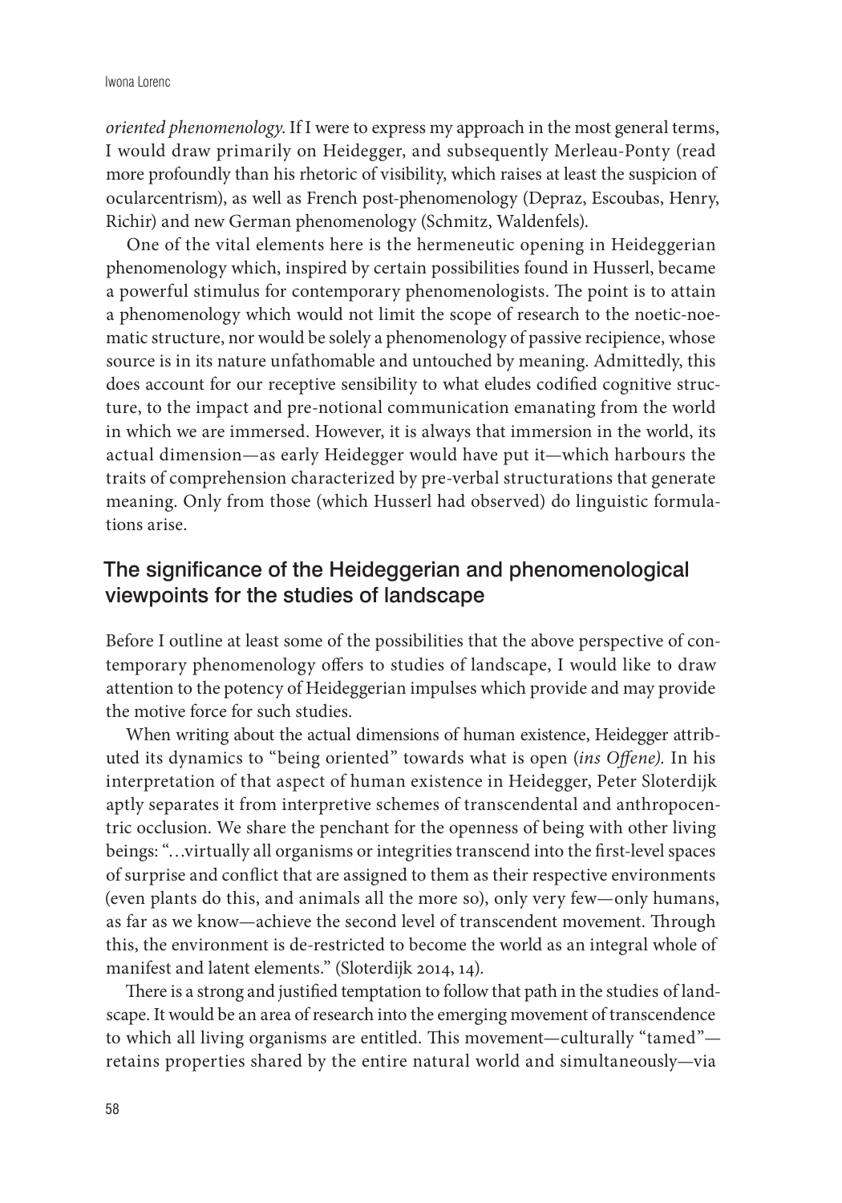*oriented phenomenology*. If I were to express my approach in the most general terms, I would draw primarily on Heidegger, and subsequently Merleau-Ponty (read more profoundly than his rhetoric of visibility, which raises at least the suspicion of ocularcentrism), as well as French post-phenomenology (Depraz, Escoubas, Henry, Richir) and new German phenomenology (Schmitz, Waldenfels).

One of the vital elements here is the hermeneutic opening in Heideggerian phenomenology which, inspired by certain possibilities found in Husserl, became a powerful stimulus for contemporary phenomenologists. The point is to attain a phenomenology which would not limit the scope of research to the noetic-noematic structure, nor would be solely a phenomenology of passive recipience, whose source is in its nature unfathomable and untouched by meaning. Admittedly, this does account for our receptive sensibility to what eludes codified cognitive structure, to the impact and pre-notional communication emanating from the world in which we are immersed. However, it is always that immersion in the world, its actual dimension—as early Heidegger would have put it—which harbours the traits of comprehension characterized by pre-verbal structurations that generate meaning. Only from those (which Husserl had observed) do linguistic formulations arise.

## The significance of the Heideggerian and phenomenological viewpoints for the studies of landscape

Before I outline at least some of the possibilities that the above perspective of contemporary phenomenology offers to studies of landscape, I would like to draw attention to the potency of Heideggerian impulses which provide and may provide the motive force for such studies.

When writing about the actual dimensions of human existence, Heidegger attributed its dynamics to "being oriented" towards what is open (*ins Offene).* In his interpretation of that aspect of human existence in Heidegger, Peter Sloterdijk aptly separates it from interpretive schemes of transcendental and anthropocentric occlusion. We share the penchant for the openness of being with other living beings: "…virtually all organisms or integrities transcend into the first-level spaces of surprise and conflict that are assigned to them as their respective environments (even plants do this, and animals all the more so), only very few—only humans, as far as we know—achieve the second level of transcendent movement. Through this, the environment is de-restricted to become the world as an integral whole of manifest and latent elements." (Sloterdijk 2014, 14).

There is a strong and justified temptation to follow that path in the studies of landscape. It would be an area of research into the emerging movement of transcendence to which all living organisms are entitled. This movement—culturally "tamed"—retains properties shared by the entire natural world and simultaneously—via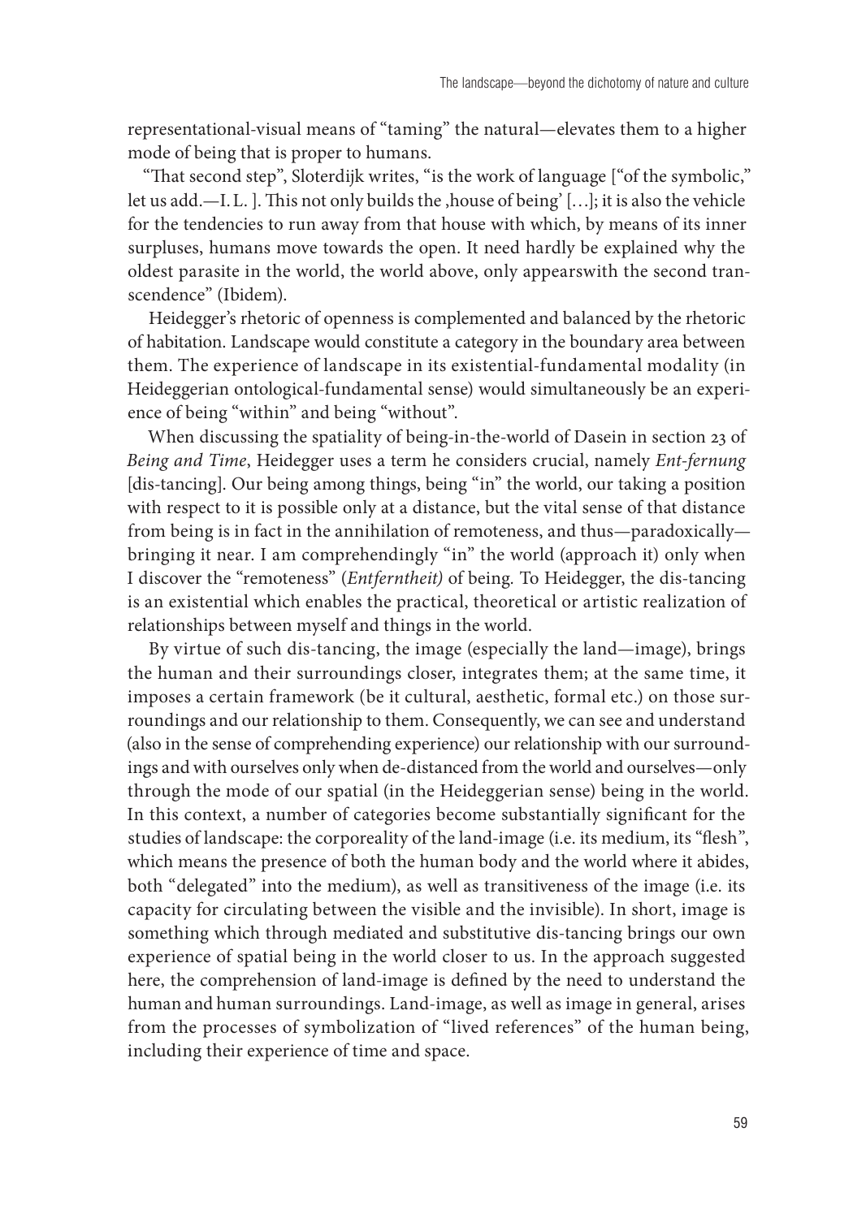representational-visual means of "taming" the natural—elevates them to a higher mode of being that is proper to humans.

"That second step", Sloterdijk writes, "is the work of language ["of the symbolic," let us add.—I. L. ]. This not only builds the ‚house of being' […]; it is also the vehicle for the tendencies to run away from that house with which, by means of its inner surpluses, humans move towards the open. It need hardly be explained why the oldest parasite in the world, the world above, only appearswith the second transcendence" (Ibidem).

Heidegger's rhetoric of openness is complemented and balanced by the rhetoric of habitation. Landscape would constitute a category in the boundary area between them. The experience of landscape in its existential-fundamental modality (in Heideggerian ontological-fundamental sense) would simultaneously be an experience of being "within" and being "without".

When discussing the spatiality of being-in-the-world of Dasein in section 23 of *Being and Time*, Heidegger uses a term he considers crucial, namely *Ent-fernung* [dis-tancing]. Our being among things, being "in" the world, our taking a position with respect to it is possible only at a distance, but the vital sense of that distance from being is in fact in the annihilation of remoteness, and thus—paradoxically—bringing it near. I am comprehendingly "in" the world (approach it) only when I discover the "remoteness" (*Entferntheit)* of being. To Heidegger, the dis-tancing is an existential which enables the practical, theoretical or artistic realization of relationships between myself and things in the world.

By virtue of such dis-tancing, the image (especially the land—image), brings the human and their surroundings closer, integrates them; at the same time, it imposes a certain framework (be it cultural, aesthetic, formal etc.) on those surroundings and our relationship to them. Consequently, we can see and understand (also in the sense of comprehending experience) our relationship with our surroundings and with ourselves only when de-distanced from the world and ourselves—only through the mode of our spatial (in the Heideggerian sense) being in the world. In this context, a number of categories become substantially significant for the studies of landscape: the corporeality of the land-image (i.e. its medium, its "flesh", which means the presence of both the human body and the world where it abides, both "delegated" into the medium), as well as transitiveness of the image (i.e. its capacity for circulating between the visible and the invisible). In short, image is something which through mediated and substitutive dis-tancing brings our own experience of spatial being in the world closer to us. In the approach suggested here, the comprehension of land-image is defined by the need to understand the human and human surroundings. Land-image, as well as image in general, arises from the processes of symbolization of "lived references" of the human being, including their experience of time and space.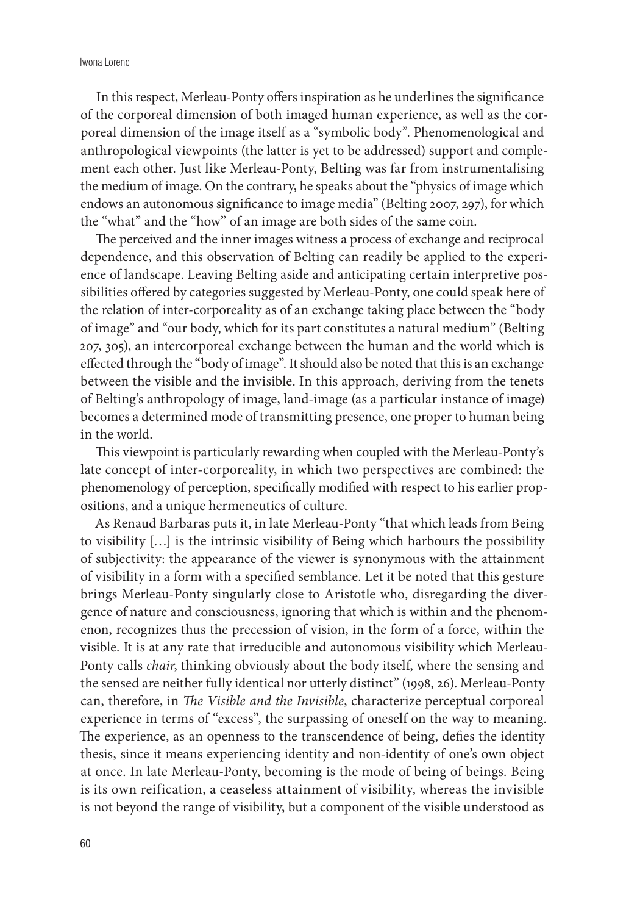In this respect, Merleau-Ponty offers inspiration as he underlines the significance of the corporeal dimension of both imaged human experience, as well as the corporeal dimension of the image itself as a "symbolic body". Phenomenological and anthropological viewpoints (the latter is yet to be addressed) support and complement each other. Just like Merleau-Ponty, Belting was far from instrumentalising the medium of image. On the contrary, he speaks about the "physics of image which endows an autonomous significance to image media" (Belting 2007, 297), for which the "what" and the "how" of an image are both sides of the same coin.

The perceived and the inner images witness a process of exchange and reciprocal dependence, and this observation of Belting can readily be applied to the experience of landscape. Leaving Belting aside and anticipating certain interpretive possibilities offered by categories suggested by Merleau-Ponty, one could speak here of the relation of inter-corporeality as of an exchange taking place between the "body of image" and "our body, which for its part constitutes a natural medium" (Belting 207, 305), an intercorporeal exchange between the human and the world which is effected through the "body of image". It should also be noted that this is an exchange between the visible and the invisible. In this approach, deriving from the tenets of Belting's anthropology of image, land-image (as a particular instance of image) becomes a determined mode of transmitting presence, one proper to human being in the world.

This viewpoint is particularly rewarding when coupled with the Merleau-Ponty's late concept of inter-corporeality, in which two perspectives are combined: the phenomenology of perception, specifically modified with respect to his earlier propositions, and a unique hermeneutics of culture.

As Renaud Barbaras puts it, in late Merleau-Ponty "that which leads from Being to visibility […] is the intrinsic visibility of Being which harbours the possibility of subjectivity: the appearance of the viewer is synonymous with the attainment of visibility in a form with a specified semblance. Let it be noted that this gesture brings Merleau-Ponty singularly close to Aristotle who, disregarding the divergence of nature and consciousness, ignoring that which is within and the phenomenon, recognizes thus the precession of vision, in the form of a force, within the visible. It is at any rate that irreducible and autonomous visibility which Merleau-Ponty calls *chair*, thinking obviously about the body itself, where the sensing and the sensed are neither fully identical nor utterly distinct" (1998, 26). Merleau-Ponty can, therefore, in *The Visible and the Invisible*, characterize perceptual corporeal experience in terms of "excess", the surpassing of oneself on the way to meaning. The experience, as an openness to the transcendence of being, defies the identity thesis, since it means experiencing identity and non-identity of one's own object at once. In late Merleau-Ponty, becoming is the mode of being of beings. Being is its own reification, a ceaseless attainment of visibility, whereas the invisible is not beyond the range of visibility, but a component of the visible understood as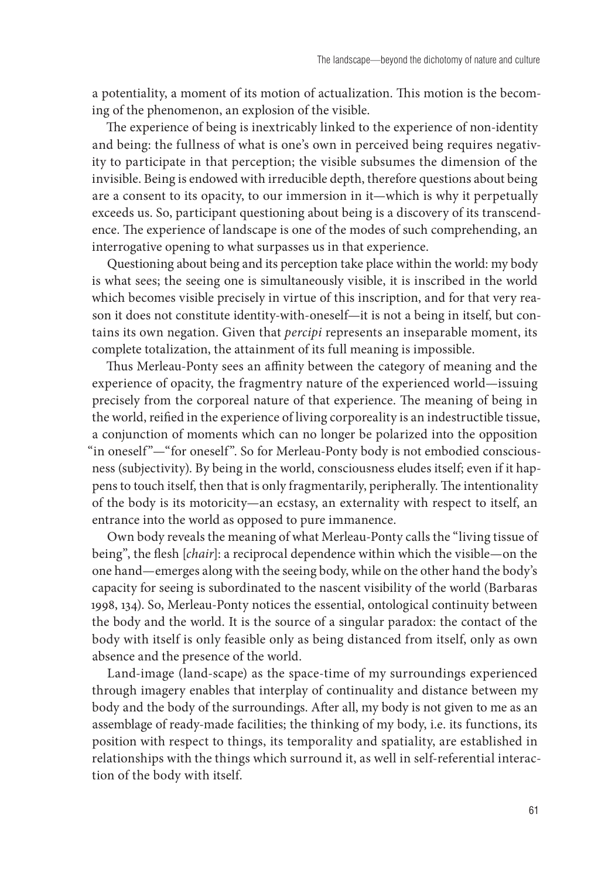a potentiality, a moment of its motion of actualization. This motion is the becoming of the phenomenon, an explosion of the visible.

The experience of being is inextricably linked to the experience of non-identity and being: the fullness of what is one's own in perceived being requires negativity to participate in that perception; the visible subsumes the dimension of the invisible. Being is endowed with irreducible depth, therefore questions about being are a consent to its opacity, to our immersion in it—which is why it perpetually exceeds us. So, participant questioning about being is a discovery of its transcendence. The experience of landscape is one of the modes of such comprehending, an interrogative opening to what surpasses us in that experience.

Questioning about being and its perception take place within the world: my body is what sees; the seeing one is simultaneously visible, it is inscribed in the world which becomes visible precisely in virtue of this inscription, and for that very reason it does not constitute identity-with-oneself—it is not a being in itself, but contains its own negation. Given that *percipi* represents an inseparable moment, its complete totalization, the attainment of its full meaning is impossible.

Thus Merleau-Ponty sees an affinity between the category of meaning and the experience of opacity, the fragmentry nature of the experienced world—issuing precisely from the corporeal nature of that experience. The meaning of being in the world, reified in the experience of living corporeality is an indestructible tissue, a conjunction of moments which can no longer be polarized into the opposition "in oneself"—"for oneself". So for Merleau-Ponty body is not embodied consciousness (subjectivity). By being in the world, consciousness eludes itself; even if it happens to touch itself, then that is only fragmentarily, peripherally. The intentionality of the body is its motoricity—an ecstasy, an externality with respect to itself, an entrance into the world as opposed to pure immanence.

Own body reveals the meaning of what Merleau-Ponty calls the "living tissue of being", the flesh [*chair*]: a reciprocal dependence within which the visible—on the one hand—emerges along with the seeing body, while on the other hand the body's capacity for seeing is subordinated to the nascent visibility of the world (Barbaras 1998, 134). So, Merleau-Ponty notices the essential, ontological continuity between the body and the world. It is the source of a singular paradox: the contact of the body with itself is only feasible only as being distanced from itself, only as own absence and the presence of the world.

Land-image (land-scape) as the space-time of my surroundings experienced through imagery enables that interplay of continuality and distance between my body and the body of the surroundings. After all, my body is not given to me as an assemblage of ready-made facilities; the thinking of my body, i.e. its functions, its position with respect to things, its temporality and spatiality, are established in relationships with the things which surround it, as well in self-referential interaction of the body with itself.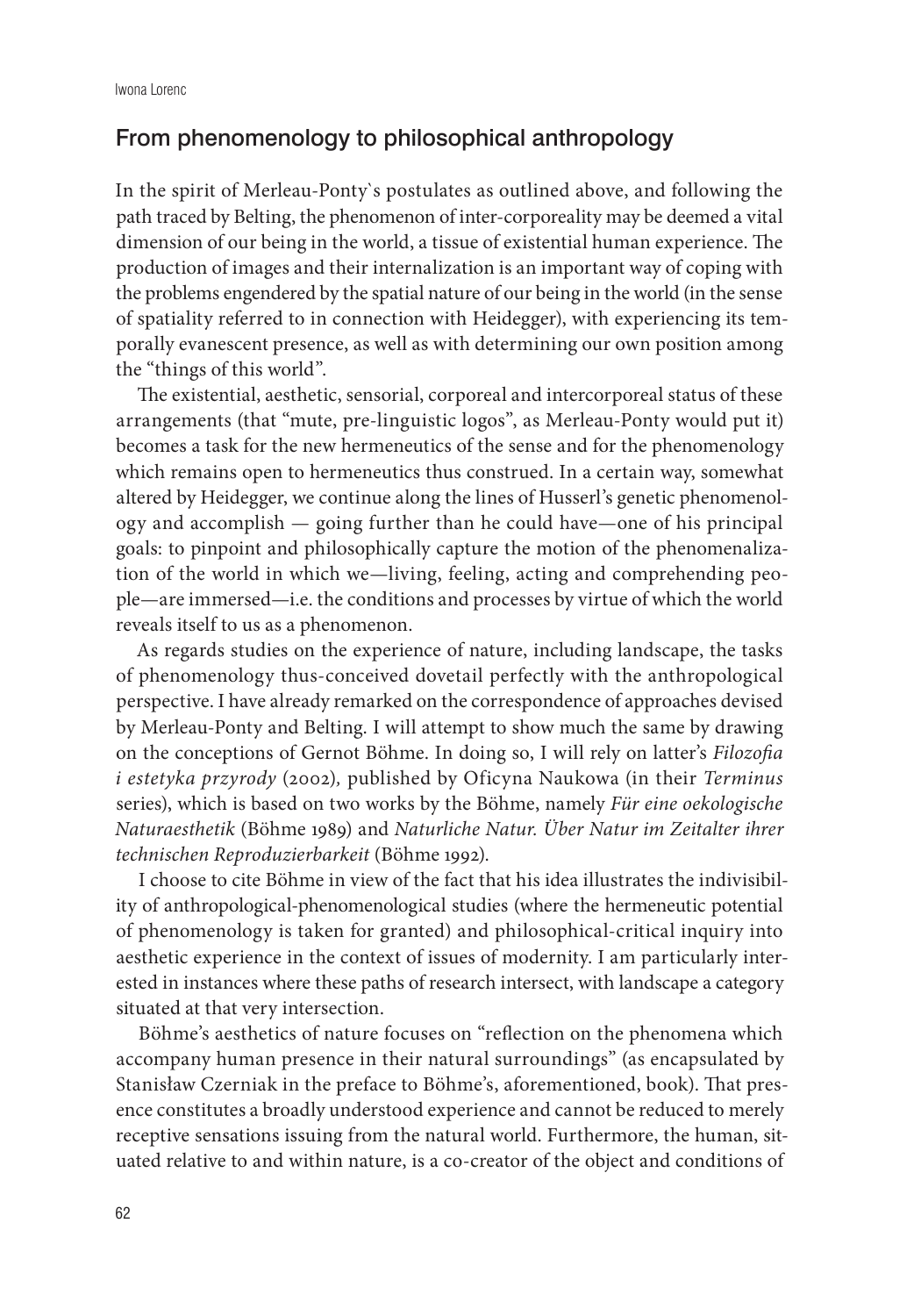## From phenomenology to philosophical anthropology

In the spirit of Merleau-Ponty`s postulates as outlined above, and following the path traced by Belting, the phenomenon of inter-corporeality may be deemed a vital dimension of our being in the world, a tissue of existential human experience. The production of images and their internalization is an important way of coping with the problems engendered by the spatial nature of our being in the world (in the sense of spatiality referred to in connection with Heidegger), with experiencing its temporally evanescent presence, as well as with determining our own position among the "things of this world".

The existential, aesthetic, sensorial, corporeal and intercorporeal status of these arrangements (that "mute, pre-linguistic logos", as Merleau-Ponty would put it) becomes a task for the new hermeneutics of the sense and for the phenomenology which remains open to hermeneutics thus construed. In a certain way, somewhat altered by Heidegger, we continue along the lines of Husserl's genetic phenomenology and accomplish — going further than he could have—one of his principal goals: to pinpoint and philosophically capture the motion of the phenomenalization of the world in which we—living, feeling, acting and comprehending people—are immersed—i.e. the conditions and processes by virtue of which the world reveals itself to us as a phenomenon.

As regards studies on the experience of nature, including landscape, the tasks of phenomenology thus-conceived dovetail perfectly with the anthropological perspective. I have already remarked on the correspondence of approaches devised by Merleau-Ponty and Belting. I will attempt to show much the same by drawing on the conceptions of Gernot Böhme. In doing so, I will rely on latter's *Filozofia i estetyka przyrody* (2002), published by Oficyna Naukowa (in their *Terminus* series), which is based on two works by the Böhme, namely *Für eine oekologische Naturaesthetik* (Böhme 1989) and *Naturliche Natur. Über Natur im Zeitalter ihrer technischen Reproduzierbarkeit* (Böhme 1992).

I choose to cite Böhme in view of the fact that his idea illustrates the indivisibility of anthropological-phenomenological studies (where the hermeneutic potential of phenomenology is taken for granted) and philosophical-critical inquiry into aesthetic experience in the context of issues of modernity. I am particularly interested in instances where these paths of research intersect, with landscape a category situated at that very intersection.

Böhme's aesthetics of nature focuses on "reflection on the phenomena which accompany human presence in their natural surroundings" (as encapsulated by Stanisław Czerniak in the preface to Böhme's, aforementioned, book). That presence constitutes a broadly understood experience and cannot be reduced to merely receptive sensations issuing from the natural world. Furthermore, the human, situated relative to and within nature, is a co-creator of the object and conditions of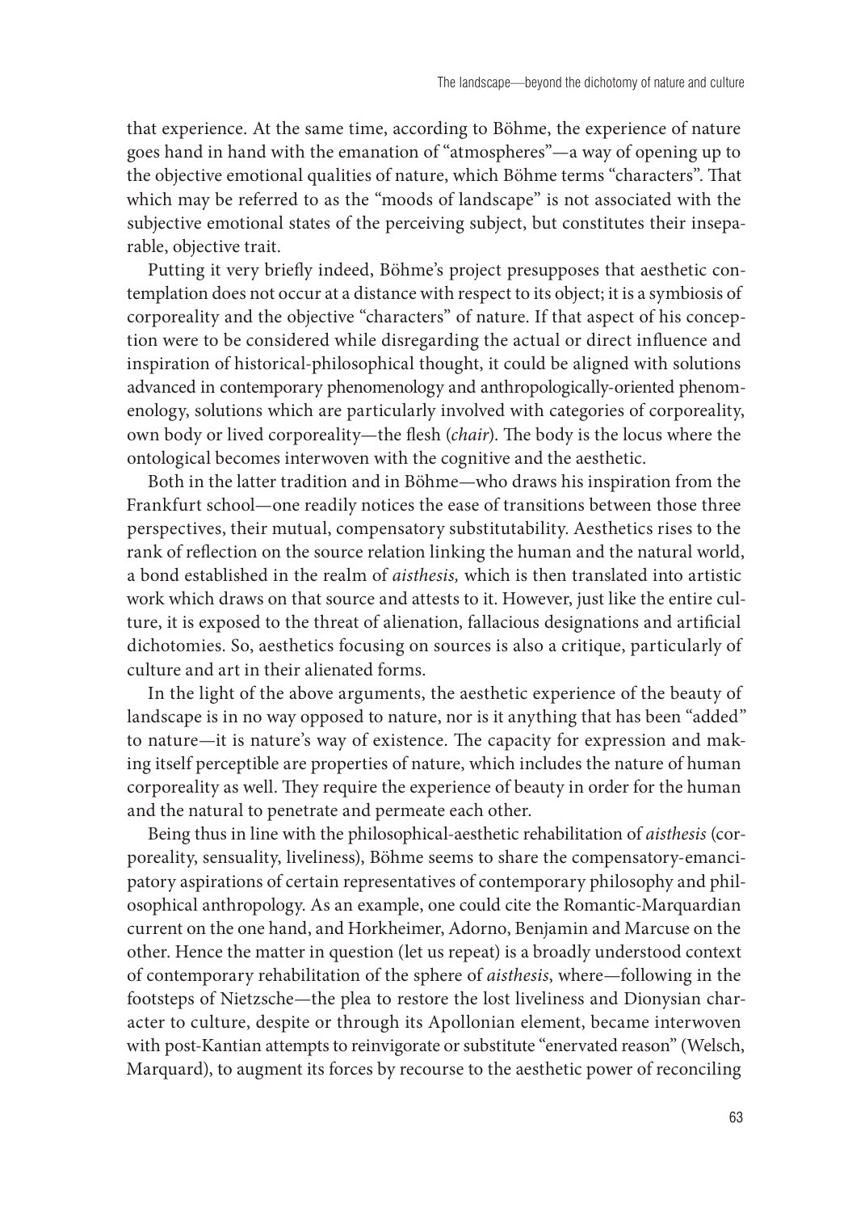that experience. At the same time, according to Böhme, the experience of nature goes hand in hand with the emanation of "atmospheres"—a way of opening up to the objective emotional qualities of nature, which Böhme terms "characters". That which may be referred to as the "moods of landscape" is not associated with the subjective emotional states of the perceiving subject, but constitutes their inseparable, objective trait.

Putting it very briefly indeed, Böhme's project presupposes that aesthetic contemplation does not occur at a distance with respect to its object; it is a symbiosis of corporeality and the objective "characters" of nature. If that aspect of his conception were to be considered while disregarding the actual or direct influence and inspiration of historical-philosophical thought, it could be aligned with solutions advanced in contemporary phenomenology and anthropologically-oriented phenomenology, solutions which are particularly involved with categories of corporeality, own body or lived corporeality—the flesh (*chair*). The body is the locus where the ontological becomes interwoven with the cognitive and the aesthetic.

Both in the latter tradition and in Böhme—who draws his inspiration from the Frankfurt school—one readily notices the ease of transitions between those three perspectives, their mutual, compensatory substitutability. Aesthetics rises to the rank of reflection on the source relation linking the human and the natural world, a bond established in the realm of *aisthesis,* which is then translated into artistic work which draws on that source and attests to it. However, just like the entire culture, it is exposed to the threat of alienation, fallacious designations and artificial dichotomies. So, aesthetics focusing on sources is also a critique, particularly of culture and art in their alienated forms.

In the light of the above arguments, the aesthetic experience of the beauty of landscape is in no way opposed to nature, nor is it anything that has been "added" to nature—it is nature's way of existence. The capacity for expression and making itself perceptible are properties of nature, which includes the nature of human corporeality as well. They require the experience of beauty in order for the human and the natural to penetrate and permeate each other.

Being thus in line with the philosophical-aesthetic rehabilitation of *aisthesis* (corporeality, sensuality, liveliness), Böhme seems to share the compensatory-emancipatory aspirations of certain representatives of contemporary philosophy and philosophical anthropology. As an example, one could cite the Romantic-Marquardian current on the one hand, and Horkheimer, Adorno, Benjamin and Marcuse on the other. Hence the matter in question (let us repeat) is a broadly understood context of contemporary rehabilitation of the sphere of *aisthesis*, where—following in the footsteps of Nietzsche—the plea to restore the lost liveliness and Dionysian character to culture, despite or through its Apollonian element, became interwoven with post-Kantian attempts to reinvigorate or substitute "enervated reason" (Welsch, Marquard), to augment its forces by recourse to the aesthetic power of reconciling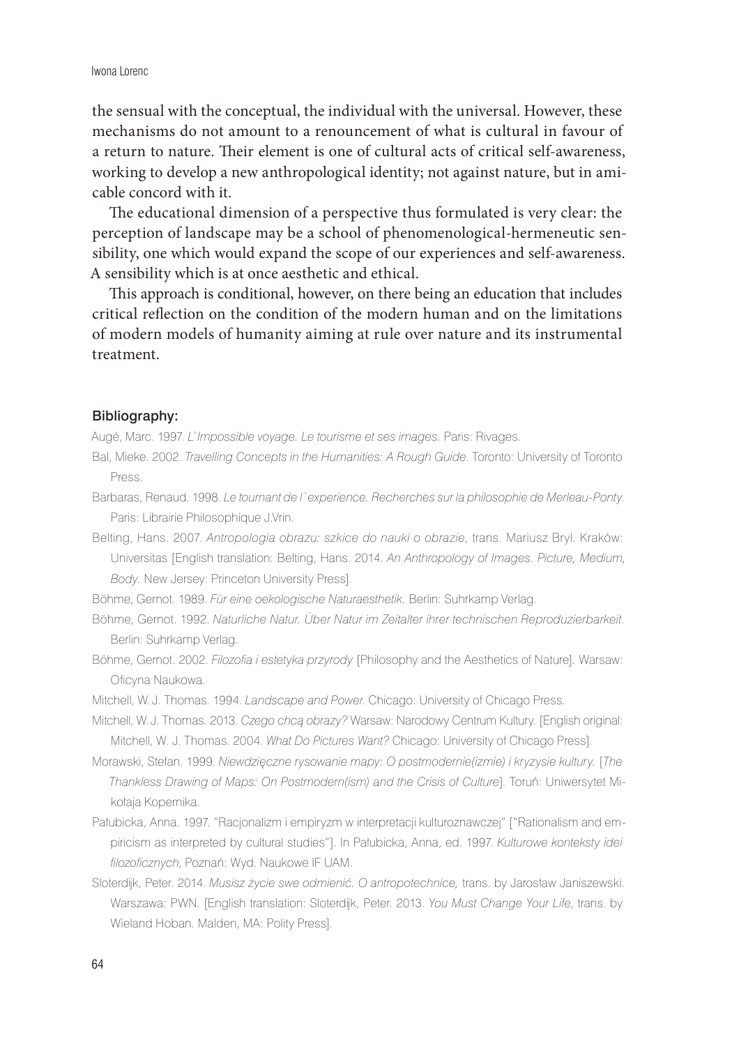the sensual with the conceptual, the individual with the universal. However, these mechanisms do not amount to a renouncement of what is cultural in favour of a return to nature. Their element is one of cultural acts of critical self-awareness, working to develop a new anthropological identity; not against nature, but in amicable concord with it.

The educational dimension of a perspective thus formulated is very clear: the perception of landscape may be a school of phenomenological-hermeneutic sensibility, one which would expand the scope of our experiences and self-awareness. A sensibility which is at once aesthetic and ethical.

This approach is conditional, however, on there being an education that includes critical reflection on the condition of the modern human and on the limitations of modern models of humanity aiming at rule over nature and its instrumental treatment.

#### Bibliography:

Augé, Marc. 1997. *L`Impossible voyage. Le tourisme et ses images.* Paris: Rivages.

Bal, Mieke. 2002. *Travelling Concepts in the Humanities: A Rough Guide*. Toronto: University of Toronto Press.

Barbaras, Renaud. 1998. *Le tournant de l`experience. Recherches sur la philosophie de Merleau-Ponty.* Paris: Librairie Philosophique J.Vrin.

Belting, Hans. 2007. *Antropologia obrazu: szkice do nauki o obrazie*, trans. Mariusz Bryl. Kraków: Universitas [English translation: Belting, Hans. 2014. *An Anthropology of Images. Picture, Medium, Body.* New Jersey: Princeton University Press].

Böhme, Gernot. 1989. *Für eine oekologische Naturaesthetik.* Berlin: Suhrkamp Verlag.

Böhme, Gernot. 1992. *Naturliche Natur. Über Natur im Zeitalter ihrer technischen Reproduzierbarkeit.* Berlin: Suhrkamp Verlag.

Böhme, Gernot. 2002. *Filozofia i estetyka przyrody* [Philosophy and the Aesthetics of Nature]. Warsaw: Oficyna Naukowa.

Mitchell, W. J. Thomas. 1994. *Landscape and Power.* Chicago: University of Chicago Press.

Mitchell, W. J. Thomas. 2013. *Czego chcą obrazy?* Warsaw: Narodowy Centrum Kultury. [English original: Mitchell, W. J. Thomas. 2004. *What Do Pictures Want?* Chicago: University of Chicago Press].

Morawski, Stefan. 1999. *Niewdzięczne rysowanie mapy: O postmodernie(izmie) i kryzysie kultury.* [*The Thankless Drawing of Maps: On Postmodern(ism) and the Crisis of Culture*]. Toruń: Uniwersytet Mikołaja Kopernika.

Pałubicka, Anna. 1997. "Racjonalizm i empiryzm w interpretacji kulturoznawczej" ["Rationalism and empiricism as interpreted by cultural studies"]. In Pałubicka, Anna, ed. 1997. *Kulturowe konteksty idei filozoficznych*, Poznań: Wyd. Naukowe IF UAM.

Sloterdijk, Peter. 2014. *Musisz życie swe odmienić. O antropotechnice,* trans. by Jarosław Janiszewski. Warszawa: PWN. [English translation: Sloterdijk, Peter. 2013. *You Must Change Your Life*, trans. by Wieland Hoban. Malden, MA: Polity Press].